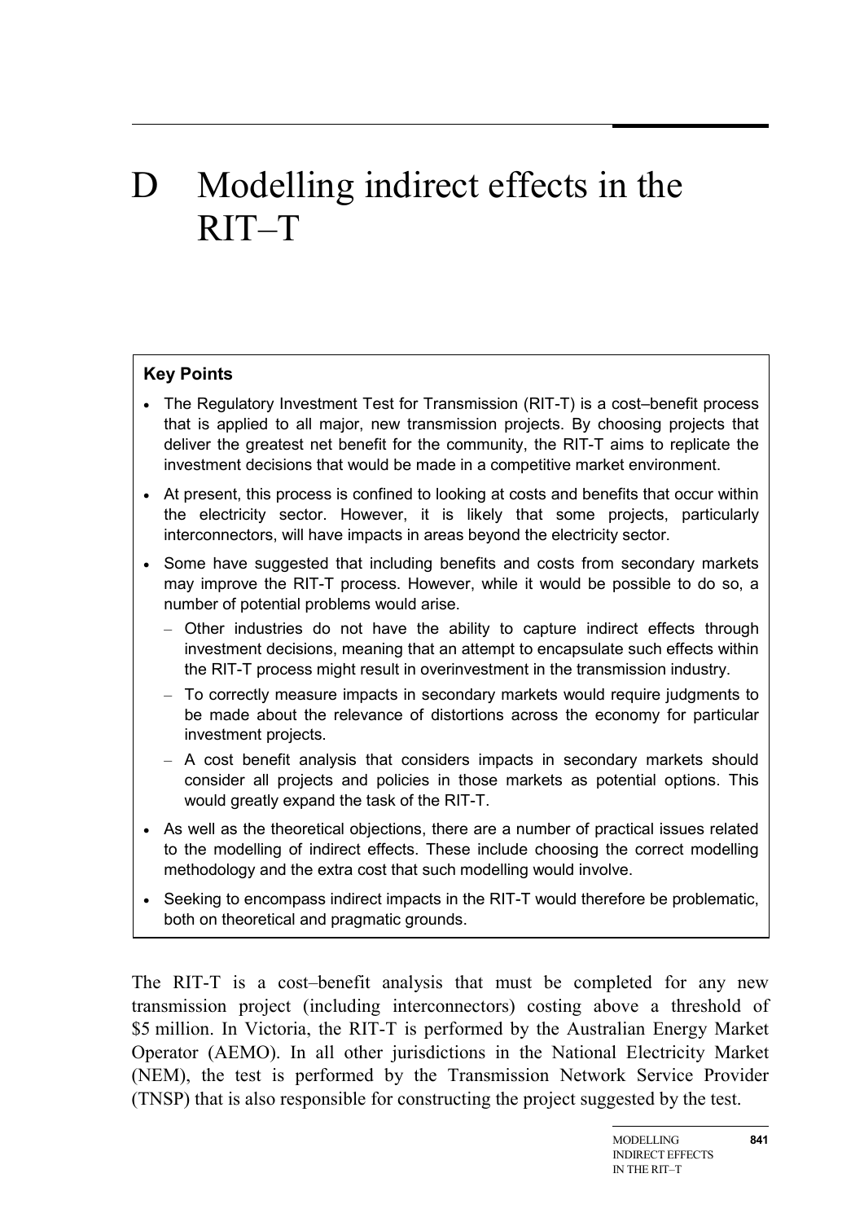# D Modelling indirect effects in the RIT–T

**Key Points**

- The Regulatory Investment Test for Transmission (RIT-T) is a cost–benefit process that is applied to all major, new transmission projects. By choosing projects that deliver the greatest net benefit for the community, the RIT-T aims to replicate the investment decisions that would be made in a competitive market environment.
- At present, this process is confined to looking at costs and benefits that occur within the electricity sector. However, it is likely that some projects, particularly interconnectors, will have impacts in areas beyond the electricity sector.
- Some have suggested that including benefits and costs from secondary markets may improve the RIT-T process. However, while it would be possible to do so, a number of potential problems would arise.
  - Other industries do not have the ability to capture indirect effects through investment decisions, meaning that an attempt to encapsulate such effects within the RIT-T process might result in overinvestment in the transmission industry.
  - To correctly measure impacts in secondary markets would require judgments to be made about the relevance of distortions across the economy for particular investment projects.
  - A cost benefit analysis that considers impacts in secondary markets should consider all projects and policies in those markets as potential options. This would greatly expand the task of the RIT-T.
- As well as the theoretical objections, there are a number of practical issues related to the modelling of indirect effects. These include choosing the correct modelling methodology and the extra cost that such modelling would involve.
- Seeking to encompass indirect impacts in the RIT-T would therefore be problematic, both on theoretical and pragmatic grounds.

The RIT-T is a cost–benefit analysis that must be completed for any new transmission project (including interconnectors) costing above a threshold of $5 million. In Victoria, the RIT-T is performed by the Australian Energy Market Operator (AEMO). In all other jurisdictions in the National Electricity Market (NEM), the test is performed by the Transmission Network Service Provider (TNSP) that is also responsible for constructing the project suggested by the test.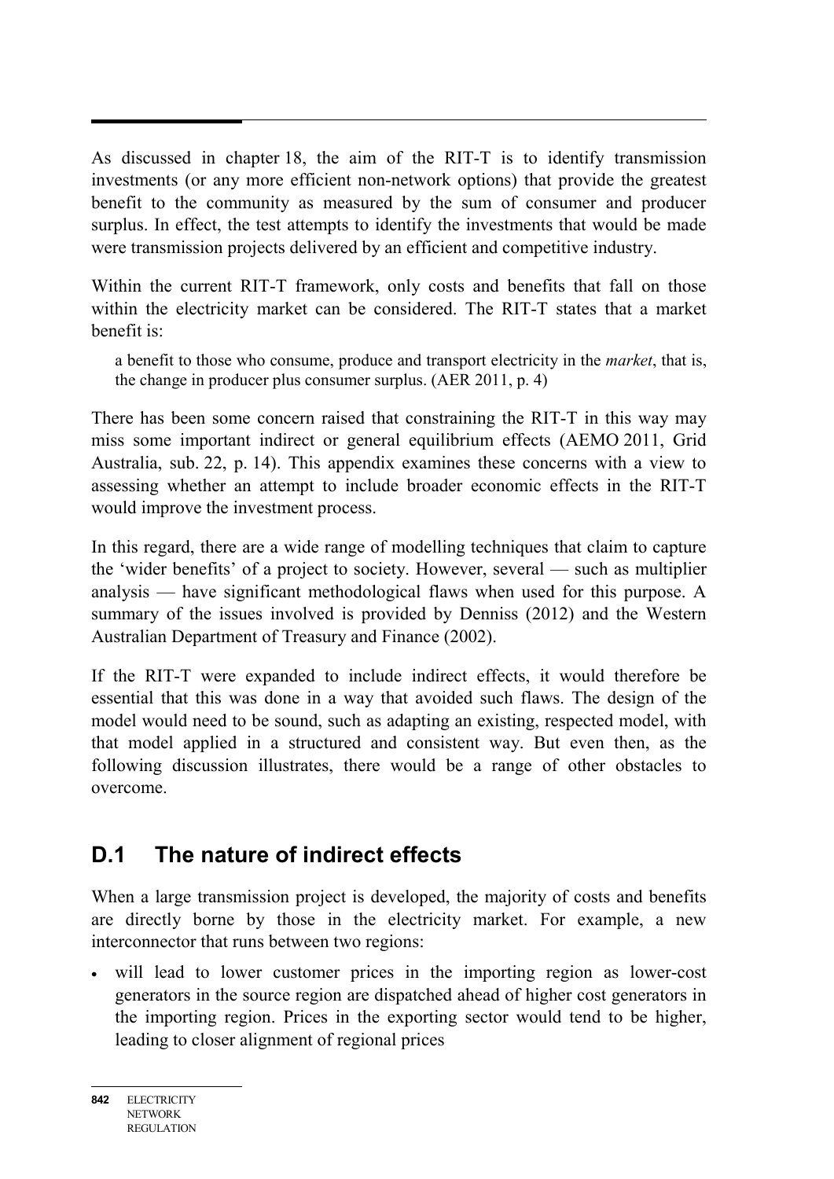As discussed in chapter 18, the aim of the RIT-T is to identify transmission investments (or any more efficient non-network options) that provide the greatest benefit to the community as measured by the sum of consumer and producer surplus. In effect, the test attempts to identify the investments that would be made were transmission projects delivered by an efficient and competitive industry.

Within the current RIT-T framework, only costs and benefits that fall on those within the electricity market can be considered. The RIT-T states that a market benefit is:

> a benefit to those who consume, produce and transport electricity in the *market*, that is, the change in producer plus consumer surplus. (AER 2011, p. 4)

There has been some concern raised that constraining the RIT-T in this way may miss some important indirect or general equilibrium effects (AEMO 2011, Grid Australia, sub. 22, p. 14). This appendix examines these concerns with a view to assessing whether an attempt to include broader economic effects in the RIT-T would improve the investment process.

In this regard, there are a wide range of modelling techniques that claim to capture the 'wider benefits' of a project to society. However, several — such as multiplier analysis — have significant methodological flaws when used for this purpose. A summary of the issues involved is provided by Denniss (2012) and the Western Australian Department of Treasury and Finance (2002).

If the RIT-T were expanded to include indirect effects, it would therefore be essential that this was done in a way that avoided such flaws. The design of the model would need to be sound, such as adapting an existing, respected model, with that model applied in a structured and consistent way. But even then, as the following discussion illustrates, there would be a range of other obstacles to overcome.

## D.1 The nature of indirect effects

When a large transmission project is developed, the majority of costs and benefits are directly borne by those in the electricity market. For example, a new interconnector that runs between two regions:

- will lead to lower customer prices in the importing region as lower-cost generators in the source region are dispatched ahead of higher cost generators in the importing region. Prices in the exporting sector would tend to be higher, leading to closer alignment of regional prices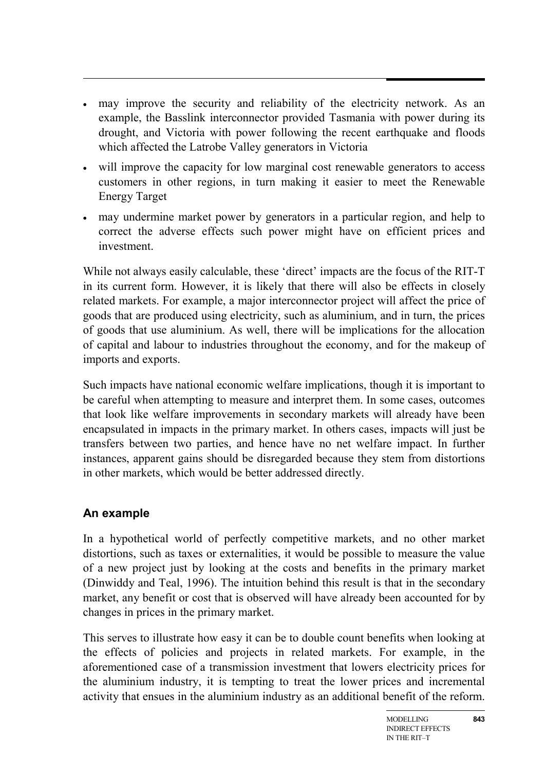- may improve the security and reliability of the electricity network. As an example, the Basslink interconnector provided Tasmania with power during its drought, and Victoria with power following the recent earthquake and floods which affected the Latrobe Valley generators in Victoria
- will improve the capacity for low marginal cost renewable generators to access customers in other regions, in turn making it easier to meet the Renewable Energy Target
- may undermine market power by generators in a particular region, and help to correct the adverse effects such power might have on efficient prices and investment.

While not always easily calculable, these 'direct' impacts are the focus of the RIT-T in its current form. However, it is likely that there will also be effects in closely related markets. For example, a major interconnector project will affect the price of goods that are produced using electricity, such as aluminium, and in turn, the prices of goods that use aluminium. As well, there will be implications for the allocation of capital and labour to industries throughout the economy, and for the makeup of imports and exports.

Such impacts have national economic welfare implications, though it is important to be careful when attempting to measure and interpret them. In some cases, outcomes that look like welfare improvements in secondary markets will already have been encapsulated in impacts in the primary market. In others cases, impacts will just be transfers between two parties, and hence have no net welfare impact. In further instances, apparent gains should be disregarded because they stem from distortions in other markets, which would be better addressed directly.

### An example

In a hypothetical world of perfectly competitive markets, and no other market distortions, such as taxes or externalities, it would be possible to measure the value of a new project just by looking at the costs and benefits in the primary market (Dinwiddy and Teal, 1996). The intuition behind this result is that in the secondary market, any benefit or cost that is observed will have already been accounted for by changes in prices in the primary market.

This serves to illustrate how easy it can be to double count benefits when looking at the effects of policies and projects in related markets. For example, in the aforementioned case of a transmission investment that lowers electricity prices for the aluminium industry, it is tempting to treat the lower prices and incremental activity that ensues in the aluminium industry as an additional benefit of the reform.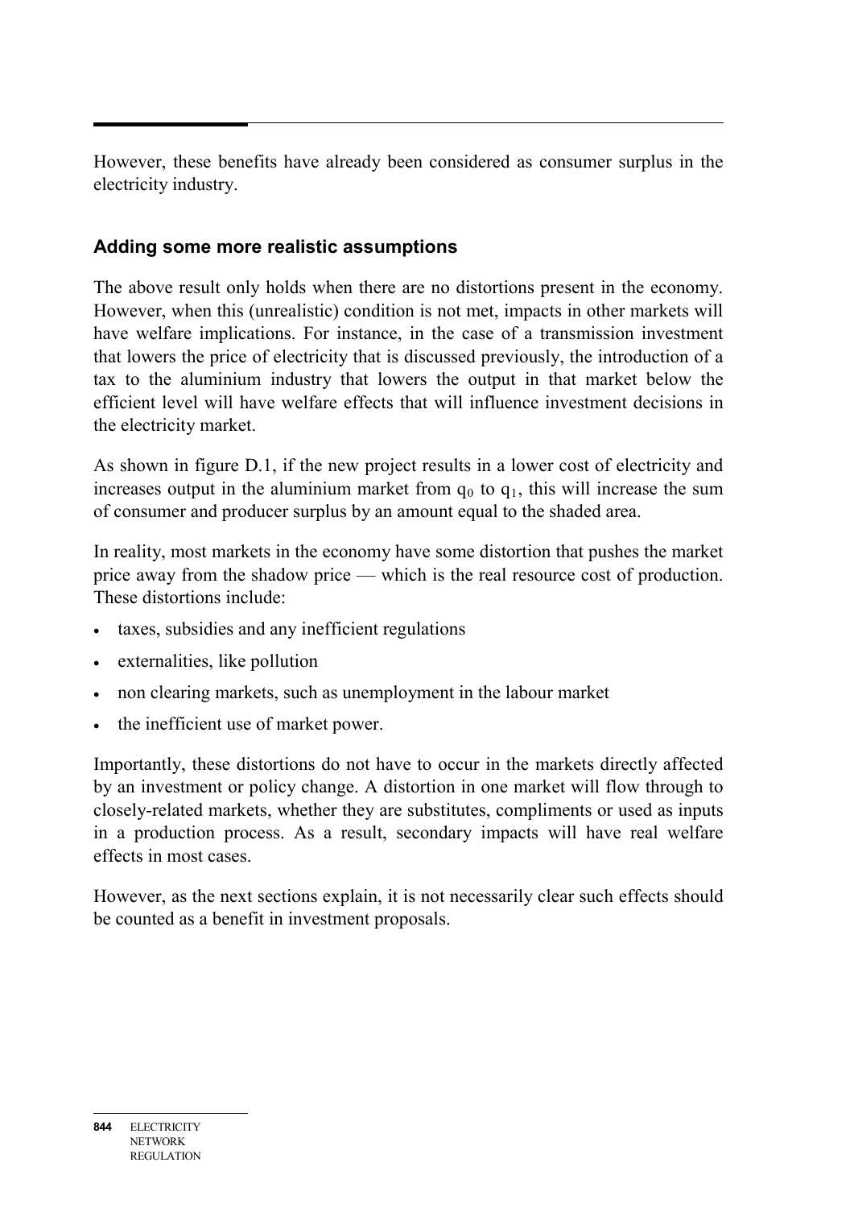However, these benefits have already been considered as consumer surplus in the electricity industry.

### Adding some more realistic assumptions

The above result only holds when there are no distortions present in the economy. However, when this (unrealistic) condition is not met, impacts in other markets will have welfare implications. For instance, in the case of a transmission investment that lowers the price of electricity that is discussed previously, the introduction of a tax to the aluminium industry that lowers the output in that market below the efficient level will have welfare effects that will influence investment decisions in the electricity market.

As shown in figure D.1, if the new project results in a lower cost of electricity and increases output in the aluminium market from $q_0$ to $q_1$, this will increase the sum of consumer and producer surplus by an amount equal to the shaded area.

In reality, most markets in the economy have some distortion that pushes the market price away from the shadow price — which is the real resource cost of production. These distortions include:

- taxes, subsidies and any inefficient regulations
- externalities, like pollution
- non clearing markets, such as unemployment in the labour market
- the inefficient use of market power.

Importantly, these distortions do not have to occur in the markets directly affected by an investment or policy change. A distortion in one market will flow through to closely-related markets, whether they are substitutes, compliments or used as inputs in a production process. As a result, secondary impacts will have real welfare effects in most cases.

However, as the next sections explain, it is not necessarily clear such effects should be counted as a benefit in investment proposals.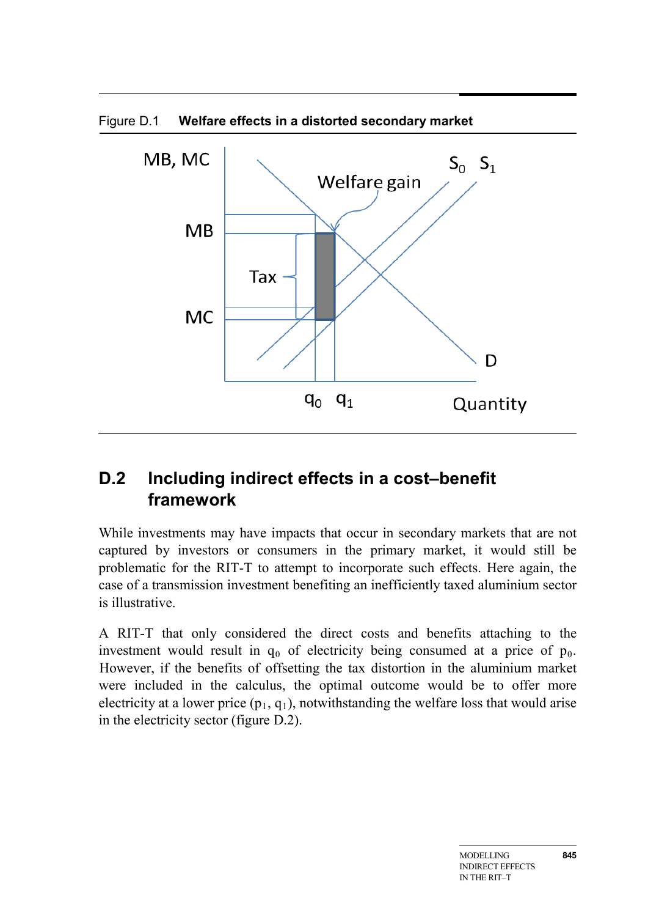Figure D.1 **Welfare effects in a distorted secondary market**

## D.2 Including indirect effects in a cost–benefit framework

While investments may have impacts that occur in secondary markets that are not captured by investors or consumers in the primary market, it would still be problematic for the RIT-T to attempt to incorporate such effects. Here again, the case of a transmission investment benefiting an inefficiently taxed aluminium sector is illustrative.

A RIT-T that only considered the direct costs and benefits attaching to the investment would result in $q_0$ of electricity being consumed at a price of $p_0$. However, if the benefits of offsetting the tax distortion in the aluminium market were included in the calculus, the optimal outcome would be to offer more electricity at a lower price ($p_1$, $q_1$), notwithstanding the welfare loss that would arise in the electricity sector (figure D.2).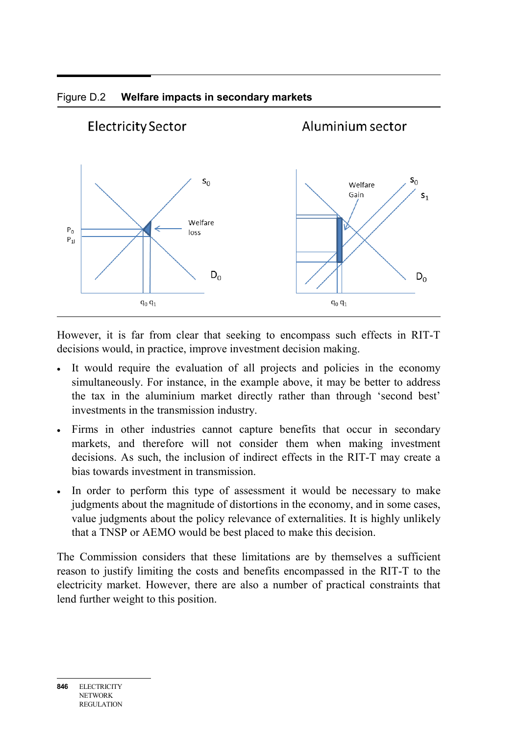Figure D.2 **Welfare impacts in secondary markets**

However, it is far from clear that seeking to encompass such effects in RIT-T decisions would, in practice, improve investment decision making.

- It would require the evaluation of all projects and policies in the economy simultaneously. For instance, in the example above, it may be better to address the tax in the aluminium market directly rather than through 'second best' investments in the transmission industry.
- Firms in other industries cannot capture benefits that occur in secondary markets, and therefore will not consider them when making investment decisions. As such, the inclusion of indirect effects in the RIT-T may create a bias towards investment in transmission.
- In order to perform this type of assessment it would be necessary to make judgments about the magnitude of distortions in the economy, and in some cases, value judgments about the policy relevance of externalities. It is highly unlikely that a TNSP or AEMO would be best placed to make this decision.

The Commission considers that these limitations are by themselves a sufficient reason to justify limiting the costs and benefits encompassed in the RIT-T to the electricity market. However, there are also a number of practical constraints that lend further weight to this position.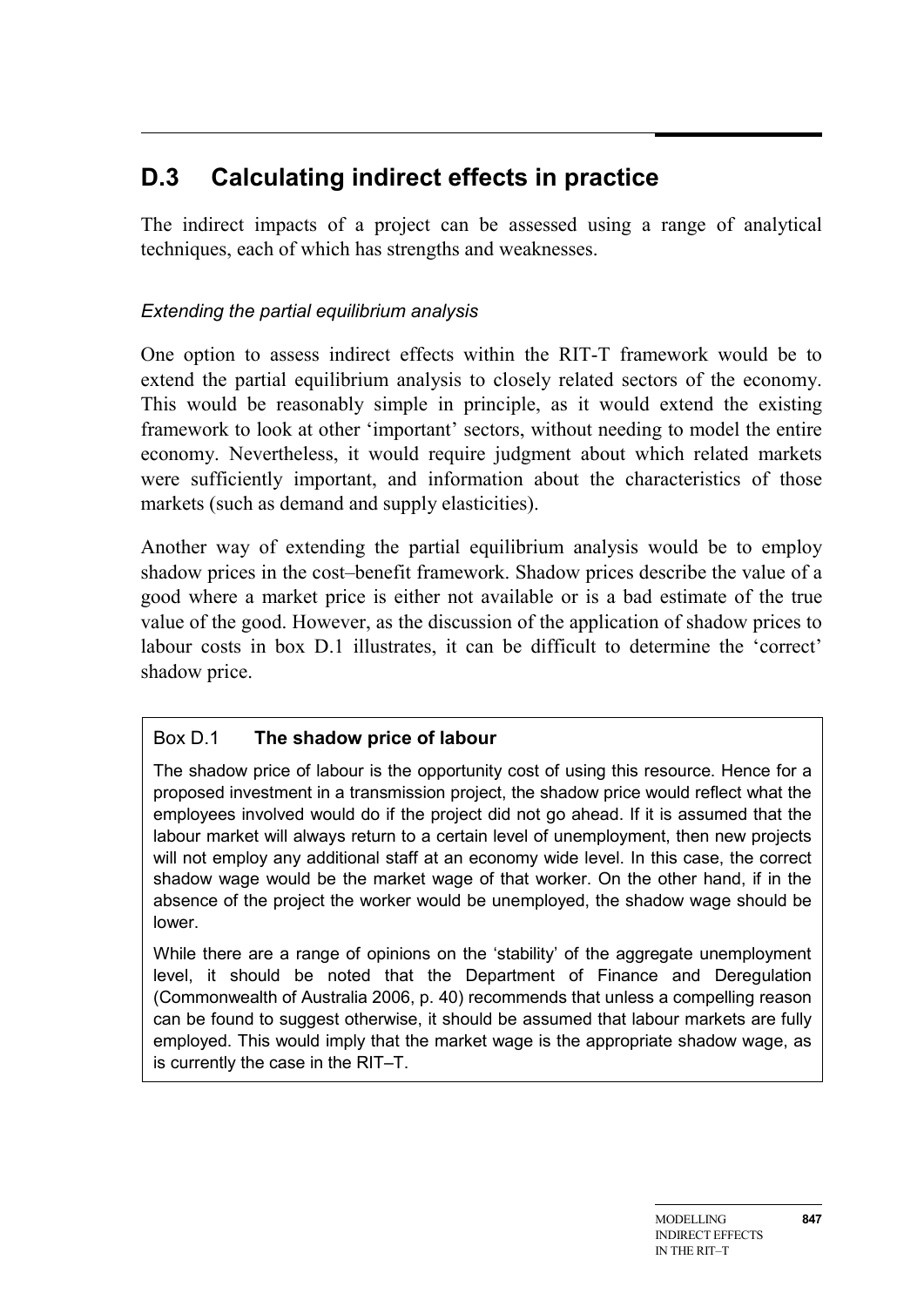## D.3 Calculating indirect effects in practice

The indirect impacts of a project can be assessed using a range of analytical techniques, each of which has strengths and weaknesses.

*Extending the partial equilibrium analysis*

One option to assess indirect effects within the RIT-T framework would be to extend the partial equilibrium analysis to closely related sectors of the economy. This would be reasonably simple in principle, as it would extend the existing framework to look at other 'important' sectors, without needing to model the entire economy. Nevertheless, it would require judgment about which related markets were sufficiently important, and information about the characteristics of those markets (such as demand and supply elasticities).

Another way of extending the partial equilibrium analysis would be to employ shadow prices in the cost–benefit framework. Shadow prices describe the value of a good where a market price is either not available or is a bad estimate of the true value of the good. However, as the discussion of the application of shadow prices to labour costs in box D.1 illustrates, it can be difficult to determine the 'correct' shadow price.

> **Box D.1 The shadow price of labour**
>
> The shadow price of labour is the opportunity cost of using this resource. Hence for a proposed investment in a transmission project, the shadow price would reflect what the employees involved would do if the project did not go ahead. If it is assumed that the labour market will always return to a certain level of unemployment, then new projects will not employ any additional staff at an economy wide level. In this case, the correct shadow wage would be the market wage of that worker. On the other hand, if in the absence of the project the worker would be unemployed, the shadow wage should be lower.
>
> While there are a range of opinions on the 'stability' of the aggregate unemployment level, it should be noted that the Department of Finance and Deregulation (Commonwealth of Australia 2006, p. 40) recommends that unless a compelling reason can be found to suggest otherwise, it should be assumed that labour markets are fully employed. This would imply that the market wage is the appropriate shadow wage, as is currently the case in the RIT–T.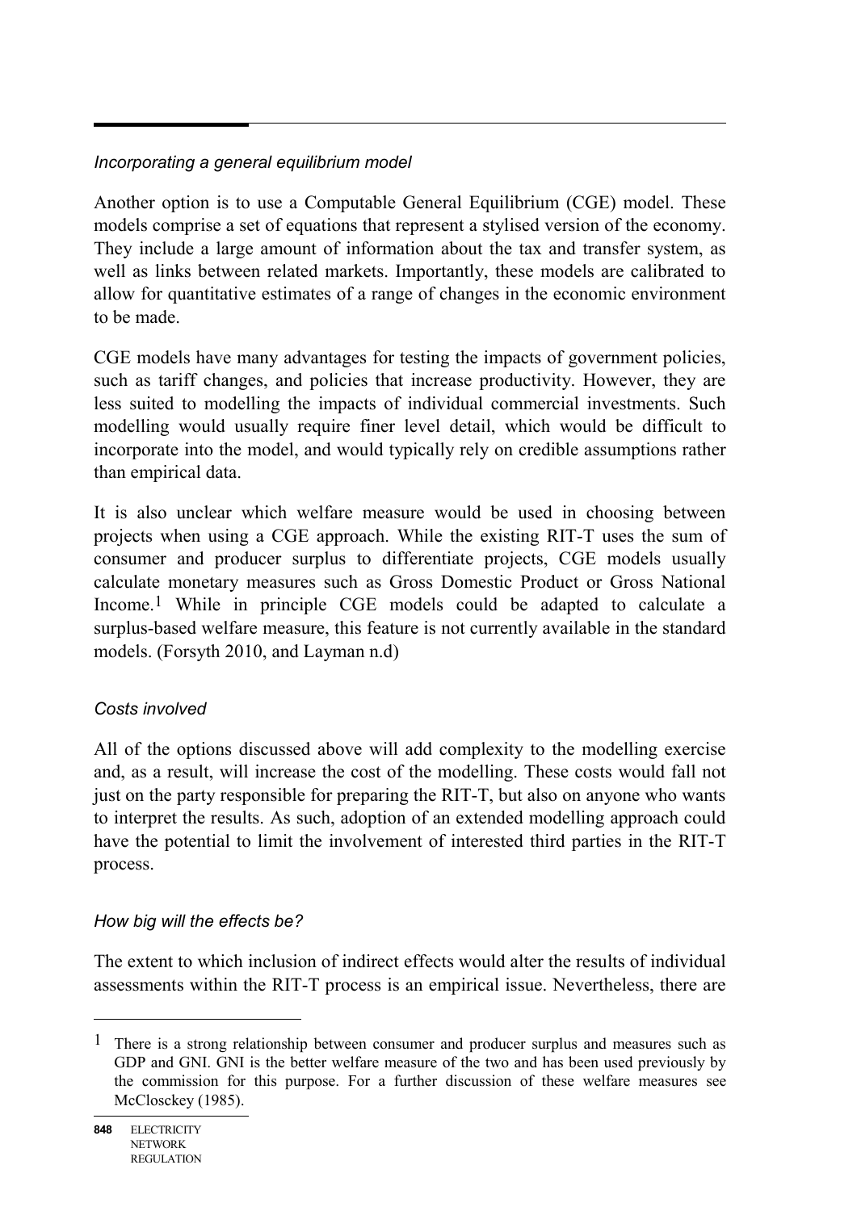*Incorporating a general equilibrium model*

Another option is to use a Computable General Equilibrium (CGE) model. These models comprise a set of equations that represent a stylised version of the economy. They include a large amount of information about the tax and transfer system, as well as links between related markets. Importantly, these models are calibrated to allow for quantitative estimates of a range of changes in the economic environment to be made.

CGE models have many advantages for testing the impacts of government policies, such as tariff changes, and policies that increase productivity. However, they are less suited to modelling the impacts of individual commercial investments. Such modelling would usually require finer level detail, which would be difficult to incorporate into the model, and would typically rely on credible assumptions rather than empirical data.

It is also unclear which welfare measure would be used in choosing between projects when using a CGE approach. While the existing RIT-T uses the sum of consumer and producer surplus to differentiate projects, CGE models usually calculate monetary measures such as Gross Domestic Product or Gross National Income.[1] While in principle CGE models could be adapted to calculate a surplus-based welfare measure, this feature is not currently available in the standard models. (Forsyth 2010, and Layman n.d)

*Costs involved*

All of the options discussed above will add complexity to the modelling exercise and, as a result, will increase the cost of the modelling. These costs would fall not just on the party responsible for preparing the RIT-T, but also on anyone who wants to interpret the results. As such, adoption of an extended modelling approach could have the potential to limit the involvement of interested third parties in the RIT-T process.

*How big will the effects be?*

The extent to which inclusion of indirect effects would alter the results of individual assessments within the RIT-T process is an empirical issue. Nevertheless, there are

---

[1] There is a strong relationship between consumer and producer surplus and measures such as GDP and GNI. GNI is the better welfare measure of the two and has been used previously by the commission for this purpose. For a further discussion of these welfare measures see McClosckey (1985).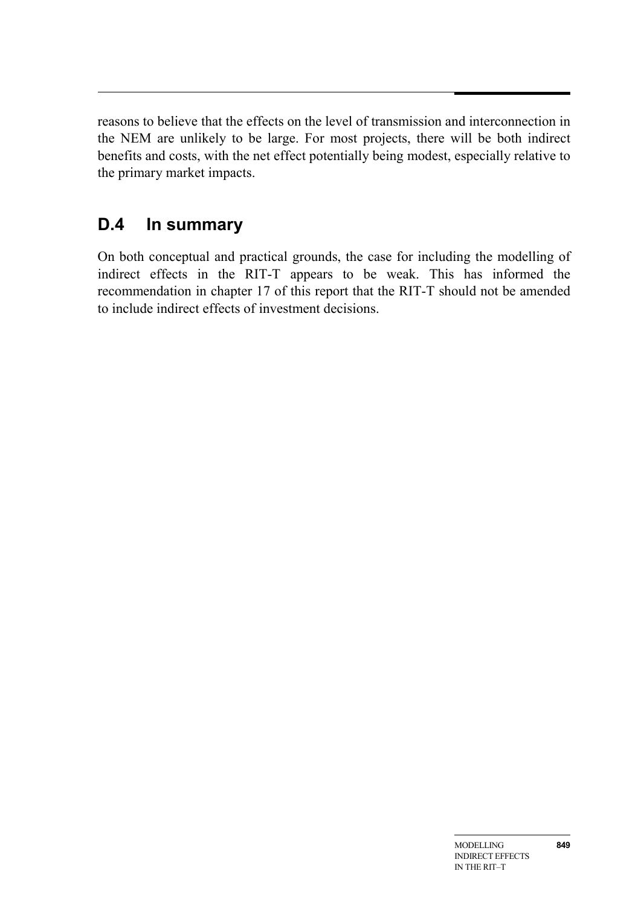reasons to believe that the effects on the level of transmission and interconnection in the NEM are unlikely to be large. For most projects, there will be both indirect benefits and costs, with the net effect potentially being modest, especially relative to the primary market impacts.

## D.4 In summary

On both conceptual and practical grounds, the case for including the modelling of indirect effects in the RIT-T appears to be weak. This has informed the recommendation in chapter 17 of this report that the RIT-T should not be amended to include indirect effects of investment decisions.